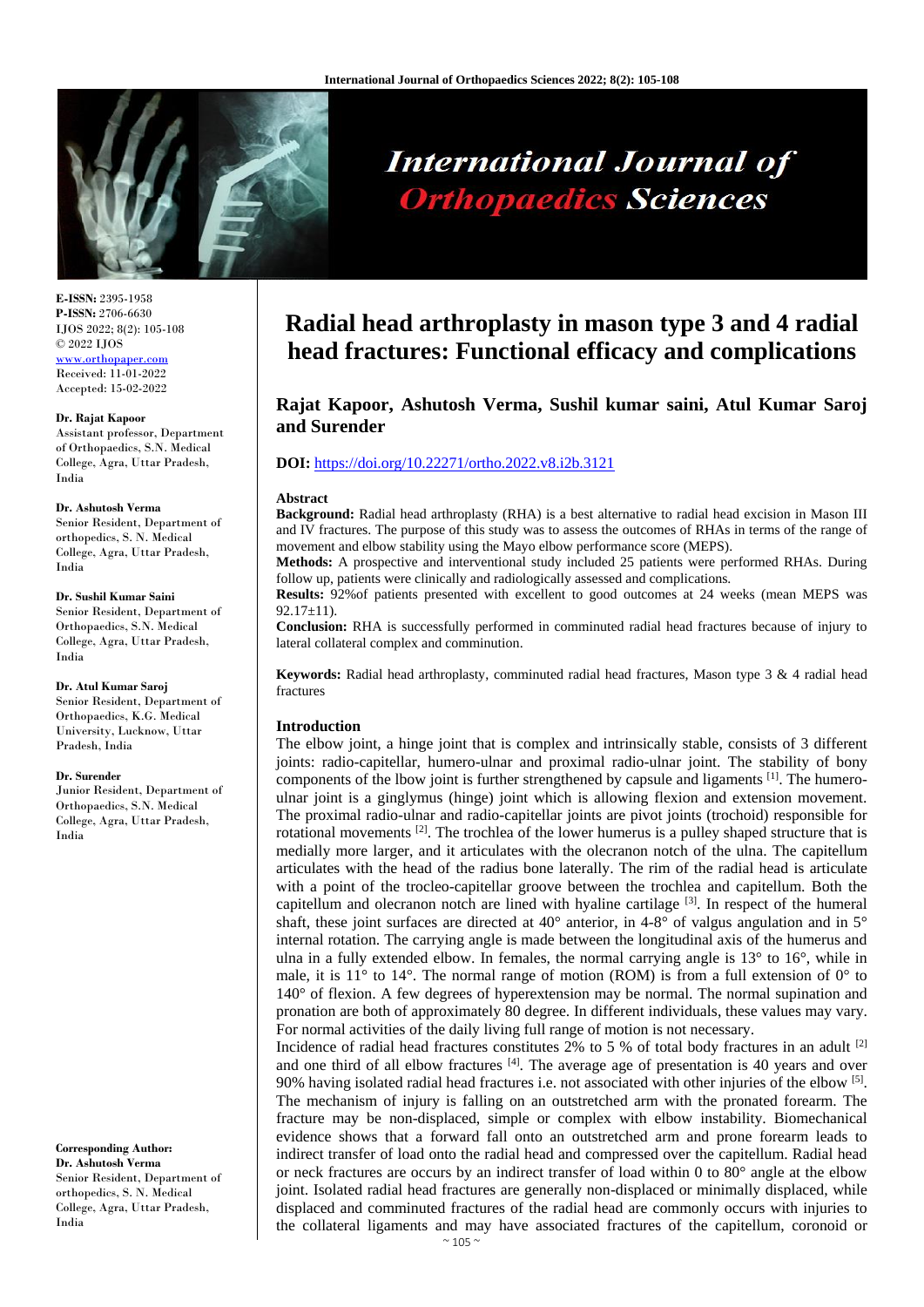# Radial head arthroplasty in mason type 3 and 4 radial head fractures: Functional efficacy and complications

**Rajat Kapoor, Ashutosh Verma, Sushil kumar saini, Atul Kumar Saroj and Surender**

**DOI:** https://doi.org/10.22271/ortho.2022.v8.i2b.3121

**E-ISSN:** 2395-1958
**P-ISSN:** 2706-6630
IJOS 2022; 8(2): 105-108
© 2022 IJOS
www.orthopaper.com
Received: 11-01-2022
Accepted: 15-02-2022

**Dr. Rajat Kapoor**
Assistant professor, Department of Orthopaedics, S.N. Medical College, Agra, Uttar Pradesh, India

**Dr. Ashutosh Verma**
Senior Resident, Department of orthopedics, S. N. Medical College, Agra, Uttar Pradesh, India

**Dr. Sushil Kumar Saini**
Senior Resident, Department of Orthopaedics, S.N. Medical College, Agra, Uttar Pradesh, India

**Dr. Atul Kumar Saroj**
Senior Resident, Department of Orthopaedics, K.G. Medical University, Lucknow, Uttar Pradesh, India

**Dr. Surender**
Junior Resident, Department of Orthopaedics, S.N. Medical College, Agra, Uttar Pradesh, India

**Corresponding Author:**
**Dr. Ashutosh Verma**
Senior Resident, Department of orthopedics, S. N. Medical College, Agra, Uttar Pradesh, India

## Abstract

**Background:** Radial head arthroplasty (RHA) is a best alternative to radial head excision in Mason III and IV fractures. The purpose of this study was to assess the outcomes of RHAs in terms of the range of movement and elbow stability using the Mayo elbow performance score (MEPS).

**Methods:** A prospective and interventional study included 25 patients were performed RHAs. During follow up, patients were clinically and radiologically assessed and complications.

**Results:** 92%of patients presented with excellent to good outcomes at 24 weeks (mean MEPS was 92.17±11).

**Conclusion:** RHA is successfully performed in comminuted radial head fractures because of injury to lateral collateral complex and comminution.

**Keywords:** Radial head arthroplasty, comminuted radial head fractures, Mason type 3 & 4 radial head fractures

## Introduction

The elbow joint, a hinge joint that is complex and intrinsically stable, consists of 3 different joints: radio-capitellar, humero-ulnar and proximal radio-ulnar joint. The stability of bony components of the lbow joint is further strengthened by capsule and ligaments [1]. The humero-ulnar joint is a ginglymus (hinge) joint which is allowing flexion and extension movement. The proximal radio-ulnar and radio-capitellar joints are pivot joints (trochoid) responsible for rotational movements [2]. The trochlea of the lower humerus is a pulley shaped structure that is medially more larger, and it articulates with the olecranon notch of the ulna. The capitellum articulates with the head of the radius bone laterally. The rim of the radial head is articulate with a point of the trocleo-capitellar groove between the trochlea and capitellum. Both the capitellum and olecranon notch are lined with hyaline cartilage [3]. In respect of the humeral shaft, these joint surfaces are directed at 40° anterior, in 4-8° of valgus angulation and in 5° internal rotation. The carrying angle is made between the longitudinal axis of the humerus and ulna in a fully extended elbow. In females, the normal carrying angle is 13° to 16°, while in male, it is 11° to 14°. The normal range of motion (ROM) is from a full extension of 0° to 140° of flexion. A few degrees of hyperextension may be normal. The normal supination and pronation are both of approximately 80 degree. In different individuals, these values may vary. For normal activities of the daily living full range of motion is not necessary.

Incidence of radial head fractures constitutes 2% to 5 % of total body fractures in an adult [2] and one third of all elbow fractures [4]. The average age of presentation is 40 years and over 90% having isolated radial head fractures i.e. not associated with other injuries of the elbow [5]. The mechanism of injury is falling on an outstretched arm with the pronated forearm. The fracture may be non-displaced, simple or complex with elbow instability. Biomechanical evidence shows that a forward fall onto an outstretched arm and prone forearm leads to indirect transfer of load onto the radial head and compressed over the capitellum. Radial head or neck fractures are occurs by an indirect transfer of load within 0 to 80° angle at the elbow joint. Isolated radial head fractures are generally non-displaced or minimally displaced, while displaced and comminuted fractures of the radial head are commonly occurs with injuries to the collateral ligaments and may have associated fractures of the capitellum, coronoid or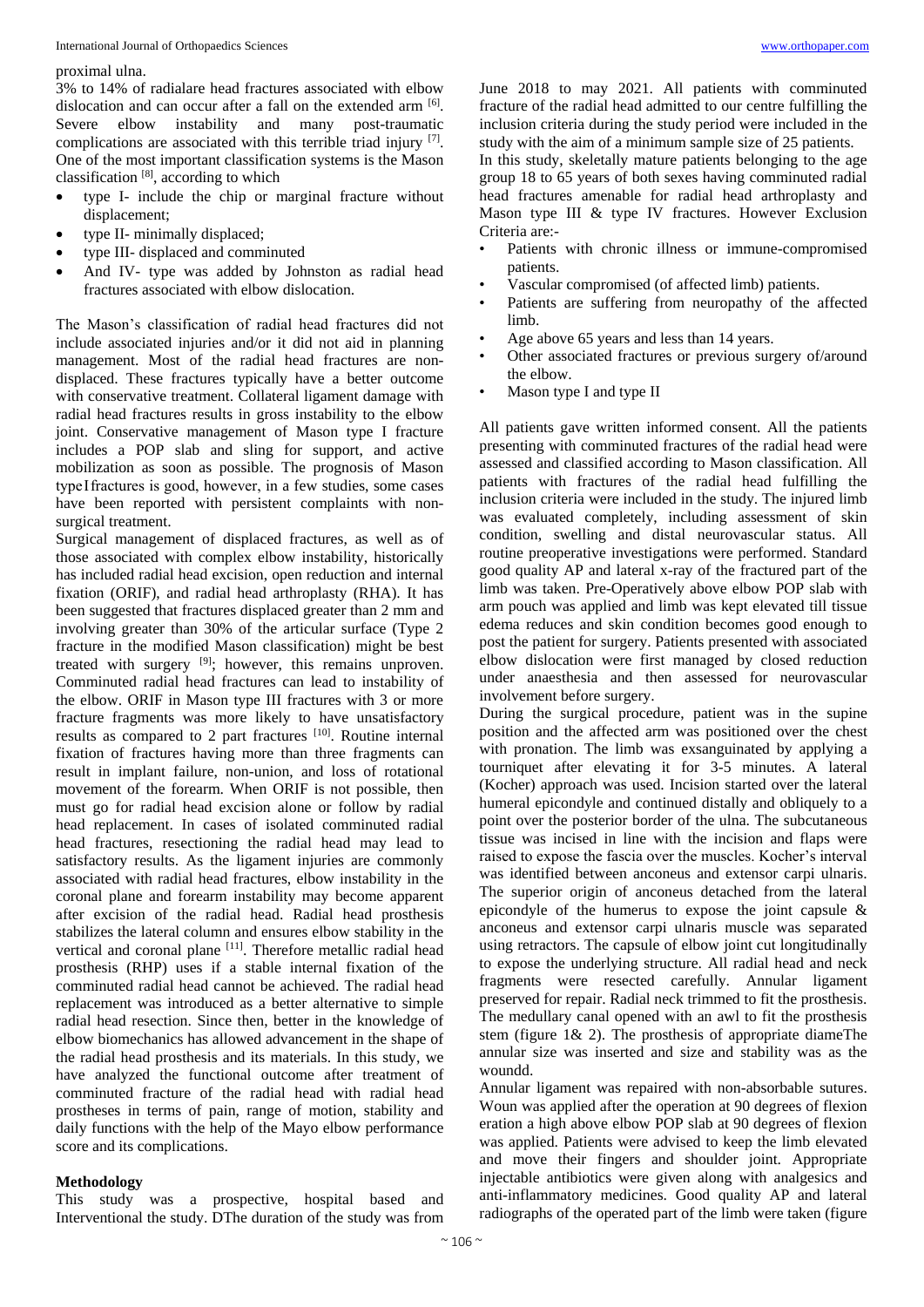proximal ulna.

3% to 14% of radialare head fractures associated with elbow dislocation and can occur after a fall on the extended arm [6]. Severe elbow instability and many post-traumatic complications are associated with this terrible triad injury [7]. One of the most important classification systems is the Mason classification [8], according to which

- type I- include the chip or marginal fracture without displacement;
- type II- minimally displaced;
- type III- displaced and comminuted
- And IV- type was added by Johnston as radial head fractures associated with elbow dislocation.

The Mason's classification of radial head fractures did not include associated injuries and/or it did not aid in planning management. Most of the radial head fractures are non-displaced. These fractures typically have a better outcome with conservative treatment. Collateral ligament damage with radial head fractures results in gross instability to the elbow joint. Conservative management of Mason type I fracture includes a POP slab and sling for support, and active mobilization as soon as possible. The prognosis of Mason typeIfractures is good, however, in a few studies, some cases have been reported with persistent complaints with non-surgical treatment.

Surgical management of displaced fractures, as well as of those associated with complex elbow instability, historically has included radial head excision, open reduction and internal fixation (ORIF), and radial head arthroplasty (RHA). It has been suggested that fractures displaced greater than 2 mm and involving greater than 30% of the articular surface (Type 2 fracture in the modified Mason classification) might be best treated with surgery [9]; however, this remains unproven. Comminuted radial head fractures can lead to instability of the elbow. ORIF in Mason type III fractures with 3 or more fracture fragments was more likely to have unsatisfactory results as compared to 2 part fractures [10]. Routine internal fixation of fractures having more than three fragments can result in implant failure, non-union, and loss of rotational movement of the forearm. When ORIF is not possible, then must go for radial head excision alone or follow by radial head replacement. In cases of isolated comminuted radial head fractures, resectioning the radial head may lead to satisfactory results. As the ligament injuries are commonly associated with radial head fractures, elbow instability in the coronal plane and forearm instability may become apparent after excision of the radial head. Radial head prosthesis stabilizes the lateral column and ensures elbow stability in the vertical and coronal plane [11]. Therefore metallic radial head prosthesis (RHP) uses if a stable internal fixation of the comminuted radial head cannot be achieved. The radial head replacement was introduced as a better alternative to simple radial head resection. Since then, better in the knowledge of elbow biomechanics has allowed advancement in the shape of the radial head prosthesis and its materials. In this study, we have analyzed the functional outcome after treatment of comminuted fracture of the radial head with radial head prostheses in terms of pain, range of motion, stability and daily functions with the help of the Mayo elbow performance score and its complications.

## Methodology

This study was a prospective, hospital based and Interventional the study. DThe duration of the study was from June 2018 to may 2021. All patients with comminuted fracture of the radial head admitted to our centre fulfilling the inclusion criteria during the study period were included in the study with the aim of a minimum sample size of 25 patients.

In this study, skeletally mature patients belonging to the age group 18 to 65 years of both sexes having comminuted radial head fractures amenable for radial head arthroplasty and Mason type III & type IV fractures. However Exclusion Criteria are:-

- Patients with chronic illness or immune-compromised patients.
- Vascular compromised (of affected limb) patients.
- Patients are suffering from neuropathy of the affected limb.
- Age above 65 years and less than 14 years.
- Other associated fractures or previous surgery of/around the elbow.
- Mason type I and type II

All patients gave written informed consent. All the patients presenting with comminuted fractures of the radial head were assessed and classified according to Mason classification. All patients with fractures of the radial head fulfilling the inclusion criteria were included in the study. The injured limb was evaluated completely, including assessment of skin condition, swelling and distal neurovascular status. All routine preoperative investigations were performed. Standard good quality AP and lateral x-ray of the fractured part of the limb was taken. Pre-Operatively above elbow POP slab with arm pouch was applied and limb was kept elevated till tissue edema reduces and skin condition becomes good enough to post the patient for surgery. Patients presented with associated elbow dislocation were first managed by closed reduction under anaesthesia and then assessed for neurovascular involvement before surgery.

During the surgical procedure, patient was in the supine position and the affected arm was positioned over the chest with pronation. The limb was exsanguinated by applying a tourniquet after elevating it for 3-5 minutes. A lateral (Kocher) approach was used. Incision started over the lateral humeral epicondyle and continued distally and obliquely to a point over the posterior border of the ulna. The subcutaneous tissue was incised in line with the incision and flaps were raised to expose the fascia over the muscles. Kocher's interval was identified between anconeus and extensor carpi ulnaris. The superior origin of anconeus detached from the lateral epicondyle of the humerus to expose the joint capsule & anconeus and extensor carpi ulnaris muscle was separated using retractors. The capsule of elbow joint cut longitudinally to expose the underlying structure. All radial head and neck fragments were resected carefully. Annular ligament preserved for repair. Radial neck trimmed to fit the prosthesis. The medullary canal opened with an awl to fit the prosthesis stem (figure 1& 2). The prosthesis of appropriate diameThe annular size was inserted and size and stability was as the woundd.

Annular ligament was repaired with non-absorbable sutures. Woun was applied after the operation at 90 degrees of flexion eration a high above elbow POP slab at 90 degrees of flexion was applied. Patients were advised to keep the limb elevated and move their fingers and shoulder joint. Appropriate injectable antibiotics were given along with analgesics and anti-inflammatory medicines. Good quality AP and lateral radiographs of the operated part of the limb were taken (figure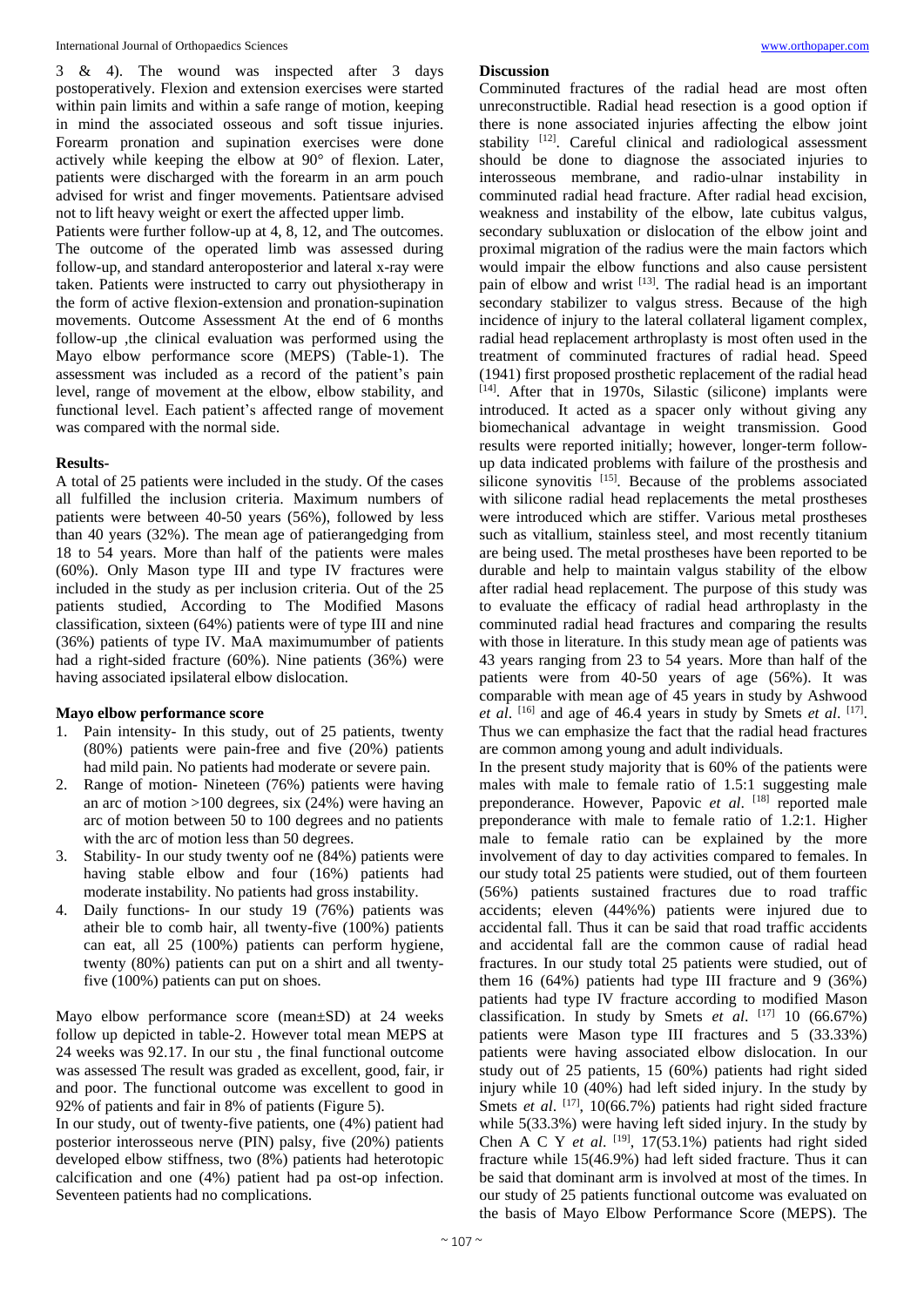3 & 4). The wound was inspected after 3 days postoperatively. Flexion and extension exercises were started within pain limits and within a safe range of motion, keeping in mind the associated osseous and soft tissue injuries. Forearm pronation and supination exercises were done actively while keeping the elbow at 90° of flexion. Later, patients were discharged with the forearm in an arm pouch advised for wrist and finger movements. Patientsare advised not to lift heavy weight or exert the affected upper limb.

Patients were further follow-up at 4, 8, 12, and The outcomes. The outcome of the operated limb was assessed during follow-up, and standard anteroposterior and lateral x-ray were taken. Patients were instructed to carry out physiotherapy in the form of active flexion-extension and pronation-supination movements. Outcome Assessment At the end of 6 months follow-up ,the clinical evaluation was performed using the Mayo elbow performance score (MEPS) (Table-1). The assessment was included as a record of the patient's pain level, range of movement at the elbow, elbow stability, and functional level. Each patient's affected range of movement was compared with the normal side.

## Results-

A total of 25 patients were included in the study. Of the cases all fulfilled the inclusion criteria. Maximum numbers of patients were between 40-50 years (56%), followed by less than 40 years (32%). The mean age of patierangedging from 18 to 54 years. More than half of the patients were males (60%). Only Mason type III and type IV fractures were included in the study as per inclusion criteria. Out of the 25 patients studied, According to The Modified Masons classification, sixteen (64%) patients were of type III and nine (36%) patients of type IV. MaA maximumumber of patients had a right-sided fracture (60%). Nine patients (36%) were having associated ipsilateral elbow dislocation.

### Mayo elbow performance score

1. Pain intensity- In this study, out of 25 patients, twenty (80%) patients were pain-free and five (20%) patients had mild pain. No patients had moderate or severe pain.
2. Range of motion- Nineteen (76%) patients were having an arc of motion >100 degrees, six (24%) were having an arc of motion between 50 to 100 degrees and no patients with the arc of motion less than 50 degrees.
3. Stability- In our study twenty oof ne (84%) patients were having stable elbow and four (16%) patients had moderate instability. No patients had gross instability.
4. Daily functions- In our study 19 (76%) patients was atheir ble to comb hair, all twenty-five (100%) patients can eat, all 25 (100%) patients can perform hygiene, twenty (80%) patients can put on a shirt and all twenty-five (100%) patients can put on shoes.

Mayo elbow performance score (mean±SD) at 24 weeks follow up depicted in table-2. However total mean MEPS at 24 weeks was 92.17. In our stu , the final functional outcome was assessed The result was graded as excellent, good, fair, ir and poor. The functional outcome was excellent to good in 92% of patients and fair in 8% of patients (Figure 5).

In our study, out of twenty-five patients, one (4%) patient had posterior interosseous nerve (PIN) palsy, five (20%) patients developed elbow stiffness, two (8%) patients had heterotopic calcification and one (4%) patient had pa ost-op infection. Seventeen patients had no complications.

## Discussion

Comminuted fractures of the radial head are most often unreconstructible. Radial head resection is a good option if there is none associated injuries affecting the elbow joint stability [12]. Careful clinical and radiological assessment should be done to diagnose the associated injuries to interosseous membrane, and radio-ulnar instability in comminuted radial head fracture. After radial head excision, weakness and instability of the elbow, late cubitus valgus, secondary subluxation or dislocation of the elbow joint and proximal migration of the radius were the main factors which would impair the elbow functions and also cause persistent pain of elbow and wrist [13]. The radial head is an important secondary stabilizer to valgus stress. Because of the high incidence of injury to the lateral collateral ligament complex, radial head replacement arthroplasty is most often used in the treatment of comminuted fractures of radial head. Speed (1941) first proposed prosthetic replacement of the radial head [14]. After that in 1970s, Silastic (silicone) implants were introduced. It acted as a spacer only without giving any biomechanical advantage in weight transmission. Good results were reported initially; however, longer-term follow-up data indicated problems with failure of the prosthesis and silicone synovitis [15]. Because of the problems associated with silicone radial head replacements the metal prostheses were introduced which are stiffer. Various metal prostheses such as vitallium, stainless steel, and most recently titanium are being used. The metal prostheses have been reported to be durable and help to maintain valgus stability of the elbow after radial head replacement. The purpose of this study was to evaluate the efficacy of radial head arthroplasty in the comminuted radial head fractures and comparing the results with those in literature. In this study mean age of patients was 43 years ranging from 23 to 54 years. More than half of the patients were from 40-50 years of age (56%). It was comparable with mean age of 45 years in study by Ashwood *et al*. [16] and age of 46.4 years in study by Smets *et al*. [17]. Thus we can emphasize the fact that the radial head fractures are common among young and adult individuals.

In the present study majority that is 60% of the patients were males with male to female ratio of 1.5:1 suggesting male preponderance. However, Papovic *et al*. [18] reported male preponderance with male to female ratio of 1.2:1. Higher male to female ratio can be explained by the more involvement of day to day activities compared to females. In our study total 25 patients were studied, out of them fourteen (56%) patients sustained fractures due to road traffic accidents; eleven (44%%) patients were injured due to accidental fall. Thus it can be said that road traffic accidents and accidental fall are the common cause of radial head fractures. In our study total 25 patients were studied, out of them 16 (64%) patients had type III fracture and 9 (36%) patients had type IV fracture according to modified Mason classification. In study by Smets *et al*. [17] 10 (66.67%) patients were Mason type III fractures and 5 (33.33%) patients were having associated elbow dislocation. In our study out of 25 patients, 15 (60%) patients had right sided injury while 10 (40%) had left sided injury. In the study by Smets *et al*. [17], 10(66.7%) patients had right sided fracture while 5(33.3%) were having left sided injury. In the study by Chen A C Y *et al*. [19], 17(53.1%) patients had right sided fracture while 15(46.9%) had left sided fracture. Thus it can be said that dominant arm is involved at most of the times. In our study of 25 patients functional outcome was evaluated on the basis of Mayo Elbow Performance Score (MEPS). The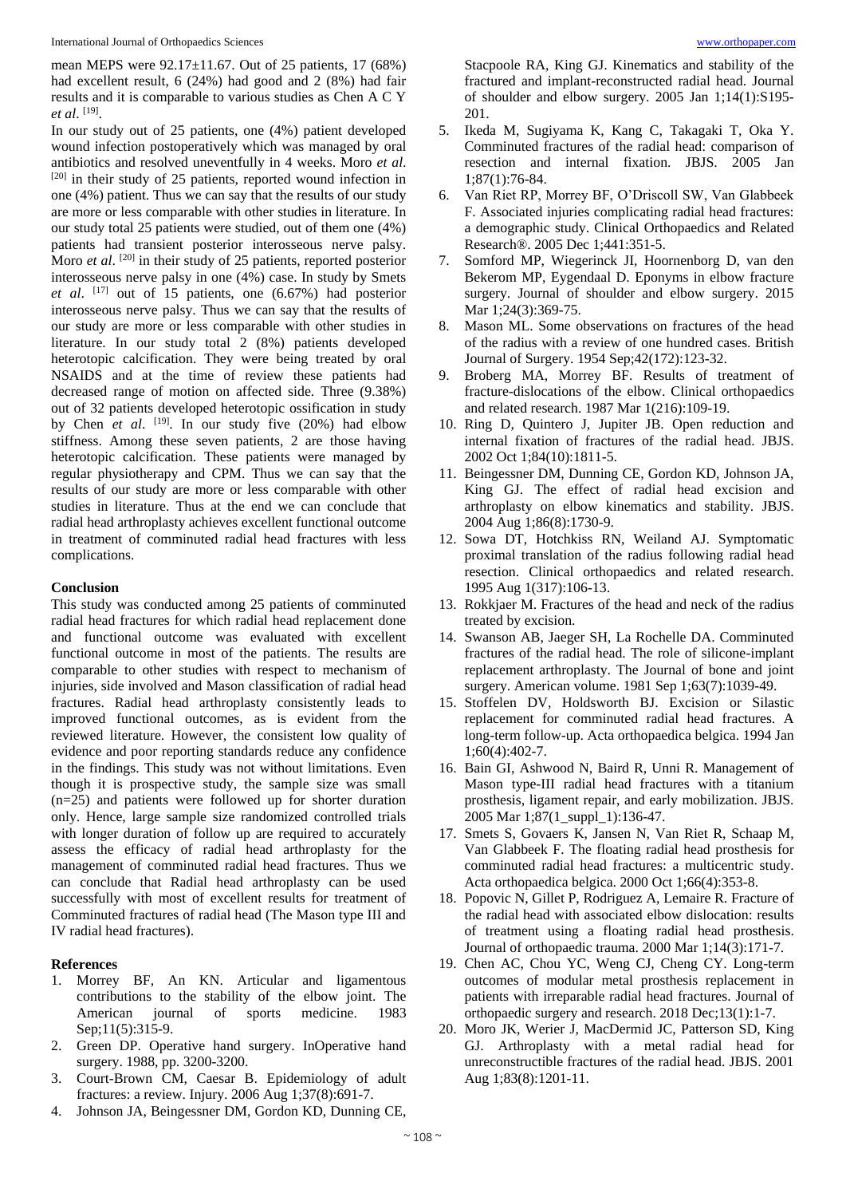mean MEPS were 92.17±11.67. Out of 25 patients, 17 (68%) had excellent result, 6 (24%) had good and 2 (8%) had fair results and it is comparable to various studies as Chen A C Y *et al*. [19].

In our study out of 25 patients, one (4%) patient developed wound infection postoperatively which was managed by oral antibiotics and resolved uneventfully in 4 weeks. Moro *et al*. [20] in their study of 25 patients, reported wound infection in one (4%) patient. Thus we can say that the results of our study are more or less comparable with other studies in literature. In our study total 25 patients were studied, out of them one (4%) patients had transient posterior interosseous nerve palsy. Moro *et al*. [20] in their study of 25 patients, reported posterior interosseous nerve palsy in one (4%) case. In study by Smets *et al*. [17] out of 15 patients, one (6.67%) had posterior interosseous nerve palsy. Thus we can say that the results of our study are more or less comparable with other studies in literature. In our study total 2 (8%) patients developed heterotopic calcification. They were being treated by oral NSAIDS and at the time of review these patients had decreased range of motion on affected side. Three (9.38%) out of 32 patients developed heterotopic ossification in study by Chen *et al*. [19]. In our study five (20%) had elbow stiffness. Among these seven patients, 2 are those having heterotopic calcification. These patients were managed by regular physiotherapy and CPM. Thus we can say that the results of our study are more or less comparable with other studies in literature. Thus at the end we can conclude that radial head arthroplasty achieves excellent functional outcome in treatment of comminuted radial head fractures with less complications.

## Conclusion

This study was conducted among 25 patients of comminuted radial head fractures for which radial head replacement done and functional outcome was evaluated with excellent functional outcome in most of the patients. The results are comparable to other studies with respect to mechanism of injuries, side involved and Mason classification of radial head fractures. Radial head arthroplasty consistently leads to improved functional outcomes, as is evident from the reviewed literature. However, the consistent low quality of evidence and poor reporting standards reduce any confidence in the findings. This study was not without limitations. Even though it is prospective study, the sample size was small (n=25) and patients were followed up for shorter duration only. Hence, large sample size randomized controlled trials with longer duration of follow up are required to accurately assess the efficacy of radial head arthroplasty for the management of comminuted radial head fractures. Thus we can conclude that Radial head arthroplasty can be used successfully with most of excellent results for treatment of Comminuted fractures of radial head (The Mason type III and IV radial head fractures).

## References

1. Morrey BF, An KN. Articular and ligamentous contributions to the stability of the elbow joint. The American journal of sports medicine. 1983 Sep;11(5):315-9.
2. Green DP. Operative hand surgery. InOperative hand surgery. 1988, pp. 3200-3200.
3. Court-Brown CM, Caesar B. Epidemiology of adult fractures: a review. Injury. 2006 Aug 1;37(8):691-7.
4. Johnson JA, Beingessner DM, Gordon KD, Dunning CE, Stacpoole RA, King GJ. Kinematics and stability of the fractured and implant-reconstructed radial head. Journal of shoulder and elbow surgery. 2005 Jan 1;14(1):S195-201.
5. Ikeda M, Sugiyama K, Kang C, Takagaki T, Oka Y. Comminuted fractures of the radial head: comparison of resection and internal fixation. JBJS. 2005 Jan 1;87(1):76-84.
6. Van Riet RP, Morrey BF, O'Driscoll SW, Van Glabbeek F. Associated injuries complicating radial head fractures: a demographic study. Clinical Orthopaedics and Related Research®. 2005 Dec 1;441:351-5.
7. Somford MP, Wiegerinck JI, Hoornenborg D, van den Bekerom MP, Eygendaal D. Eponyms in elbow fracture surgery. Journal of shoulder and elbow surgery. 2015 Mar 1;24(3):369-75.
8. Mason ML. Some observations on fractures of the head of the radius with a review of one hundred cases. British Journal of Surgery. 1954 Sep;42(172):123-32.
9. Broberg MA, Morrey BF. Results of treatment of fracture-dislocations of the elbow. Clinical orthopaedics and related research. 1987 Mar 1(216):109-19.
10. Ring D, Quintero J, Jupiter JB. Open reduction and internal fixation of fractures of the radial head. JBJS. 2002 Oct 1;84(10):1811-5.
11. Beingessner DM, Dunning CE, Gordon KD, Johnson JA, King GJ. The effect of radial head excision and arthroplasty on elbow kinematics and stability. JBJS. 2004 Aug 1;86(8):1730-9.
12. Sowa DT, Hotchkiss RN, Weiland AJ. Symptomatic proximal translation of the radius following radial head resection. Clinical orthopaedics and related research. 1995 Aug 1(317):106-13.
13. Rokkjaer M. Fractures of the head and neck of the radius treated by excision.
14. Swanson AB, Jaeger SH, La Rochelle DA. Comminuted fractures of the radial head. The role of silicone-implant replacement arthroplasty. The Journal of bone and joint surgery. American volume. 1981 Sep 1;63(7):1039-49.
15. Stoffelen DV, Holdsworth BJ. Excision or Silastic replacement for comminuted radial head fractures. A long-term follow-up. Acta orthopaedica belgica. 1994 Jan 1;60(4):402-7.
16. Bain GI, Ashwood N, Baird R, Unni R. Management of Mason type-III radial head fractures with a titanium prosthesis, ligament repair, and early mobilization. JBJS. 2005 Mar 1;87(1_suppl_1):136-47.
17. Smets S, Govaers K, Jansen N, Van Riet R, Schaap M, Van Glabbeek F. The floating radial head prosthesis for comminuted radial head fractures: a multicentric study. Acta orthopaedica belgica. 2000 Oct 1;66(4):353-8.
18. Popovic N, Gillet P, Rodriguez A, Lemaire R. Fracture of the radial head with associated elbow dislocation: results of treatment using a floating radial head prosthesis. Journal of orthopaedic trauma. 2000 Mar 1;14(3):171-7.
19. Chen AC, Chou YC, Weng CJ, Cheng CY. Long-term outcomes of modular metal prosthesis replacement in patients with irreparable radial head fractures. Journal of orthopaedic surgery and research. 2018 Dec;13(1):1-7.
20. Moro JK, Werier J, MacDermid JC, Patterson SD, King GJ. Arthroplasty with a metal radial head for unreconstructible fractures of the radial head. JBJS. 2001 Aug 1;83(8):1201-11.